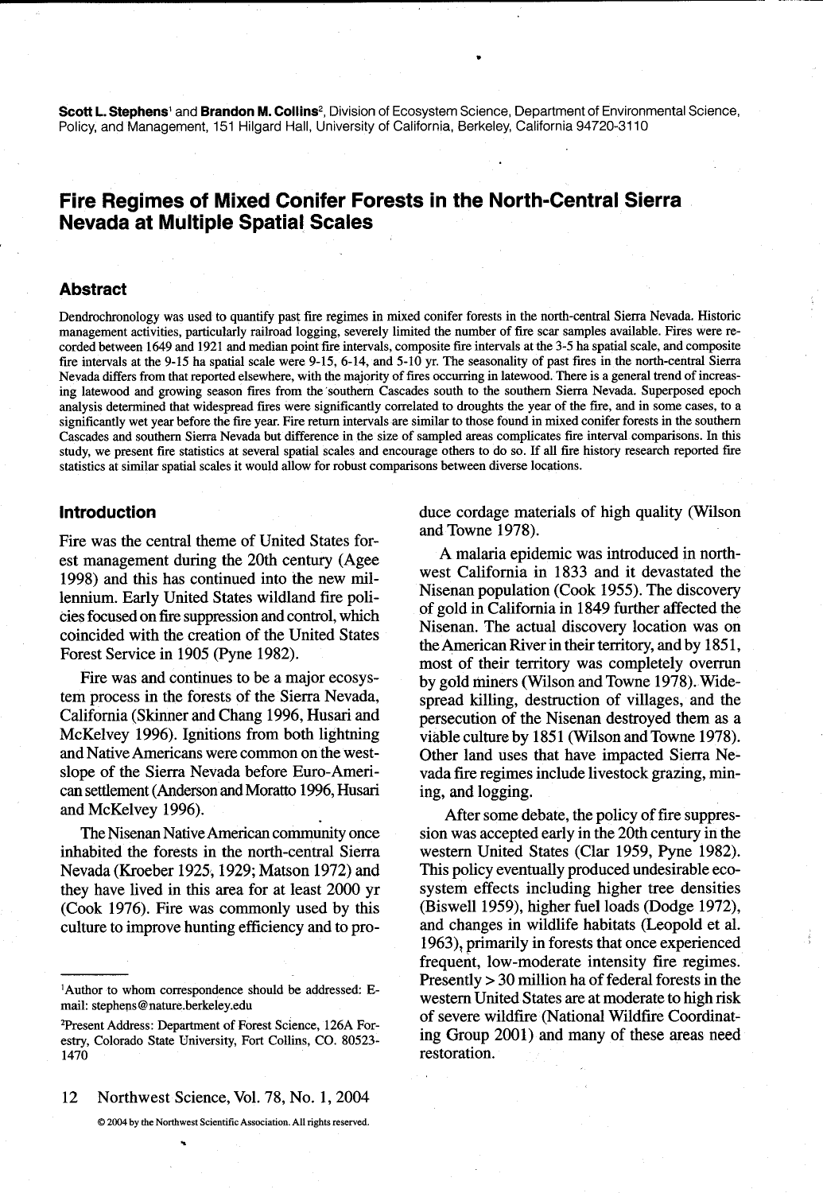**Scott L. Stephens**[1] and **Brandon M. Collins**[2], Division of Ecosystem Science, Department of Environmental Science, Policy, and Management, 151 Hilgard Hall, University of California, Berkeley, California 94720-3110

# Fire Regimes of Mixed Conifer Forests in the North-Central Sierra Nevada at Multiple Spatial Scales

## Abstract

Dendrochronology was used to quantify past fire regimes in mixed conifer forests in the north-central Sierra Nevada. Historic management activities, particularly railroad logging, severely limited the number of fire scar samples available. Fires were recorded between 1649 and 1921 and median point fire intervals, composite fire intervals at the 3-5 ha spatial scale, and composite fire intervals at the 9-15 ha spatial scale were 9-15, 6-14, and 5-10 yr. The seasonality of past fires in the north-central Sierra Nevada differs from that reported elsewhere, with the majority of fires occurring in latewood. There is a general trend of increasing latewood and growing season fires from the southern Cascades south to the southern Sierra Nevada. Superposed epoch analysis determined that widespread fires were significantly correlated to droughts the year of the fire, and in some cases, to a significantly wet year before the fire year. Fire return intervals are similar to those found in mixed conifer forests in the southern Cascades and southern Sierra Nevada but difference in the size of sampled areas complicates fire interval comparisons. In this study, we present fire statistics at several spatial scales and encourage others to do so. If all fire history research reported fire statistics at similar spatial scales it would allow for robust comparisons between diverse locations.

## Introduction

Fire was the central theme of United States forest management during the 20th century (Agee 1998) and this has continued into the new millennium. Early United States wildland fire policies focused on fire suppression and control, which coincided with the creation of the United States Forest Service in 1905 (Pyne 1982).

Fire was and continues to be a major ecosystem process in the forests of the Sierra Nevada, California (Skinner and Chang 1996, Husari and McKelvey 1996). Ignitions from both lightning and Native Americans were common on the west-slope of the Sierra Nevada before Euro-American settlement (Anderson and Moratto 1996, Husari and McKelvey 1996).

The Nisenan Native American community once inhabited the forests in the north-central Sierra Nevada (Kroeber 1925, 1929; Matson 1972) and they have lived in this area for at least 2000 yr (Cook 1976). Fire was commonly used by this culture to improve hunting efficiency and to produce cordage materials of high quality (Wilson and Towne 1978).

A malaria epidemic was introduced in northwest California in 1833 and it devastated the Nisenan population (Cook 1955). The discovery of gold in California in 1849 further affected the Nisenan. The actual discovery location was on the American River in their territory, and by 1851, most of their territory was completely overrun by gold miners (Wilson and Towne 1978). Widespread killing, destruction of villages, and the persecution of the Nisenan destroyed them as a viable culture by 1851 (Wilson and Towne 1978). Other land uses that have impacted Sierra Nevada fire regimes include livestock grazing, mining, and logging.

After some debate, the policy of fire suppression was accepted early in the 20th century in the western United States (Clar 1959, Pyne 1982). This policy eventually produced undesirable ecosystem effects including higher tree densities (Biswell 1959), higher fuel loads (Dodge 1972), and changes in wildlife habitats (Leopold et al. 1963), primarily in forests that once experienced frequent, low-moderate intensity fire regimes. Presently > 30 million ha of federal forests in the western United States are at moderate to high risk of severe wildfire (National Wildfire Coordinating Group 2001) and many of these areas need restoration.

[1]Author to whom correspondence should be addressed: E-mail: stephens@nature.berkeley.edu

[2]Present Address: Department of Forest Science, 126A Forestry, Colorado State University, Fort Collins, CO. 80523-1470

© 2004 by the Northwest Scientific Association. All rights reserved.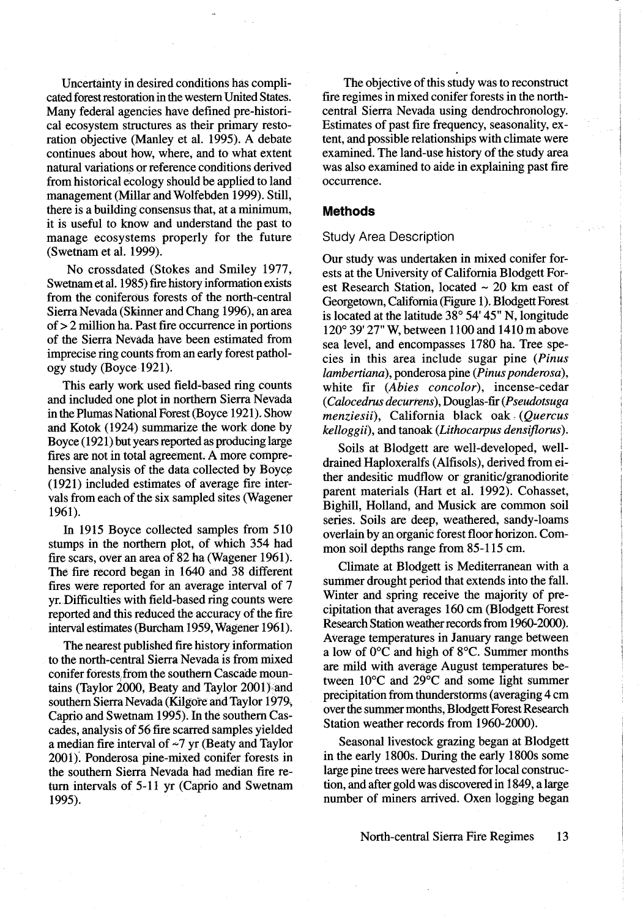Uncertainty in desired conditions has complicated forest restoration in the western United States. Many federal agencies have defined pre-historical ecosystem structures as their primary restoration objective (Manley et al. 1995). A debate continues about how, where, and to what extent natural variations or reference conditions derived from historical ecology should be applied to land management (Millar and Wolfebden 1999). Still, there is a building consensus that, at a minimum, it is useful to know and understand the past to manage ecosystems properly for the future (Swetnam et al. 1999).

No crossdated (Stokes and Smiley 1977, Swetnam et al. 1985) fire history information exists from the coniferous forests of the north-central Sierra Nevada (Skinner and Chang 1996), an area of > 2 million ha. Past fire occurrence in portions of the Sierra Nevada have been estimated from imprecise ring counts from an early forest pathology study (Boyce 1921).

This early work used field-based ring counts and included one plot in northern Sierra Nevada in the Plumas National Forest (Boyce 1921). Show and Kotok (1924) summarize the work done by Boyce (1921) but years reported as producing large fires are not in total agreement. A more comprehensive analysis of the data collected by Boyce (1921) included estimates of average fire intervals from each of the six sampled sites (Wagener 1961).

In 1915 Boyce collected samples from 510 stumps in the northern plot, of which 354 had fire scars, over an area of 82 ha (Wagener 1961). The fire record began in 1640 and 38 different fires were reported for an average interval of 7 yr. Difficulties with field-based ring counts were reported and this reduced the accuracy of the fire interval estimates (Burcham 1959, Wagener 1961).

The nearest published fire history information to the north-central Sierra Nevada is from mixed conifer forests from the southern Cascade mountains (Taylor 2000, Beaty and Taylor 2001) and southern Sierra Nevada (Kilgore and Taylor 1979, Caprio and Swetnam 1995). In the southern Cascades, analysis of 56 fire scarred samples yielded a median fire interval of ~7 yr (Beaty and Taylor 2001). Ponderosa pine-mixed conifer forests in the southern Sierra Nevada had median fire return intervals of 5-11 yr (Caprio and Swetnam 1995).

The objective of this study was to reconstruct fire regimes in mixed conifer forests in the north-central Sierra Nevada using dendrochronology. Estimates of past fire frequency, seasonality, extent, and possible relationships with climate were examined. The land-use history of the study area was also examined to aide in explaining past fire occurrence.

## Methods

### Study Area Description

Our study was undertaken in mixed conifer forests at the University of California Blodgett Forest Research Station, located ~ 20 km east of Georgetown, California (Figure 1). Blodgett Forest is located at the latitude 38° 54' 45" N, longitude 120° 39' 27" W, between 1100 and 1410 m above sea level, and encompasses 1780 ha. Tree species in this area include sugar pine (*Pinus lambertiana*), ponderosa pine (*Pinus ponderosa*), white fir (*Abies concolor*), incense-cedar (*Calocedrus decurrens*), Douglas-fir (*Pseudotsuga menziesii*), California black oak (*Quercus kelloggii*), and tanoak (*Lithocarpus densiflorus*).

Soils at Blodgett are well-developed, well-drained Haploxeralfs (Alfisols), derived from either andesitic mudflow or granitic/granodiorite parent materials (Hart et al. 1992). Cohasset, Bighill, Holland, and Musick are common soil series. Soils are deep, weathered, sandy-loams overlain by an organic forest floor horizon. Common soil depths range from 85-115 cm.

Climate at Blodgett is Mediterranean with a summer drought period that extends into the fall. Winter and spring receive the majority of precipitation that averages 160 cm (Blodgett Forest Research Station weather records from 1960-2000). Average temperatures in January range between a low of 0°C and high of 8°C. Summer months are mild with average August temperatures between 10°C and 29°C and some light summer precipitation from thunderstorms (averaging 4 cm over the summer months, Blodgett Forest Research Station weather records from 1960-2000).

Seasonal livestock grazing began at Blodgett in the early 1800s. During the early 1800s some large pine trees were harvested for local construction, and after gold was discovered in 1849, a large number of miners arrived. Oxen logging began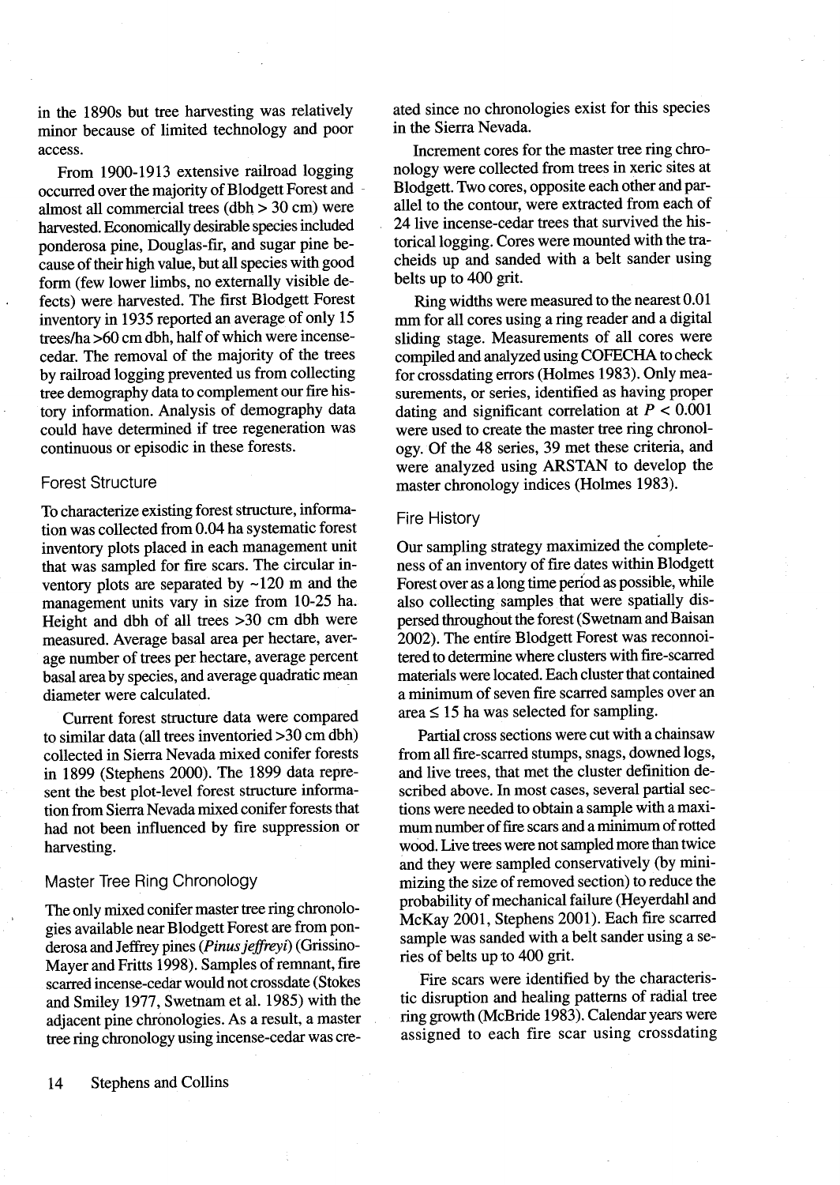in the 1890s but tree harvesting was relatively minor because of limited technology and poor access.

From 1900-1913 extensive railroad logging occurred over the majority of Blodgett Forest and almost all commercial trees (dbh > 30 cm) were harvested. Economically desirable species included ponderosa pine, Douglas-fir, and sugar pine because of their high value, but all species with good form (few lower limbs, no externally visible defects) were harvested. The first Blodgett Forest inventory in 1935 reported an average of only 15 trees/ha >60 cm dbh, half of which were incense-cedar. The removal of the majority of the trees by railroad logging prevented us from collecting tree demography data to complement our fire history information. Analysis of demography data could have determined if tree regeneration was continuous or episodic in these forests.

### Forest Structure

To characterize existing forest structure, information was collected from 0.04 ha systematic forest inventory plots placed in each management unit that was sampled for fire scars. The circular inventory plots are separated by ~120 m and the management units vary in size from 10-25 ha. Height and dbh of all trees >30 cm dbh were measured. Average basal area per hectare, average number of trees per hectare, average percent basal area by species, and average quadratic mean diameter were calculated.

Current forest structure data were compared to similar data (all trees inventoried >30 cm dbh) collected in Sierra Nevada mixed conifer forests in 1899 (Stephens 2000). The 1899 data represent the best plot-level forest structure information from Sierra Nevada mixed conifer forests that had not been influenced by fire suppression or harvesting.

### Master Tree Ring Chronology

The only mixed conifer master tree ring chronologies available near Blodgett Forest are from ponderosa and Jeffrey pines (*Pinus jeffreyi*) (Grissino-Mayer and Fritts 1998). Samples of remnant, fire scarred incense-cedar would not crossdate (Stokes and Smiley 1977, Swetnam et al. 1985) with the adjacent pine chronologies. As a result, a master tree ring chronology using incense-cedar was created since no chronologies exist for this species in the Sierra Nevada.

Increment cores for the master tree ring chronology were collected from trees in xeric sites at Blodgett. Two cores, opposite each other and parallel to the contour, were extracted from each of 24 live incense-cedar trees that survived the historical logging. Cores were mounted with the tracheids up and sanded with a belt sander using belts up to 400 grit.

Ring widths were measured to the nearest 0.01 mm for all cores using a ring reader and a digital sliding stage. Measurements of all cores were compiled and analyzed using COFECHA to check for crossdating errors (Holmes 1983). Only measurements, or series, identified as having proper dating and significant correlation at $P < 0.001$ were used to create the master tree ring chronology. Of the 48 series, 39 met these criteria, and were analyzed using ARSTAN to develop the master chronology indices (Holmes 1983).

### Fire History

Our sampling strategy maximized the completeness of an inventory of fire dates within Blodgett Forest over as a long time period as possible, while also collecting samples that were spatially dispersed throughout the forest (Swetnam and Baisan 2002). The entire Blodgett Forest was reconnoitered to determine where clusters with fire-scarred materials were located. Each cluster that contained a minimum of seven fire scarred samples over an area ≤ 15 ha was selected for sampling.

Partial cross sections were cut with a chainsaw from all fire-scarred stumps, snags, downed logs, and live trees, that met the cluster definition described above. In most cases, several partial sections were needed to obtain a sample with a maximum number of fire scars and a minimum of rotted wood. Live trees were not sampled more than twice and they were sampled conservatively (by minimizing the size of removed section) to reduce the probability of mechanical failure (Heyerdahl and McKay 2001, Stephens 2001). Each fire scarred sample was sanded with a belt sander using a series of belts up to 400 grit.

Fire scars were identified by the characteristic disruption and healing patterns of radial tree ring growth (McBride 1983). Calendar years were assigned to each fire scar using crossdating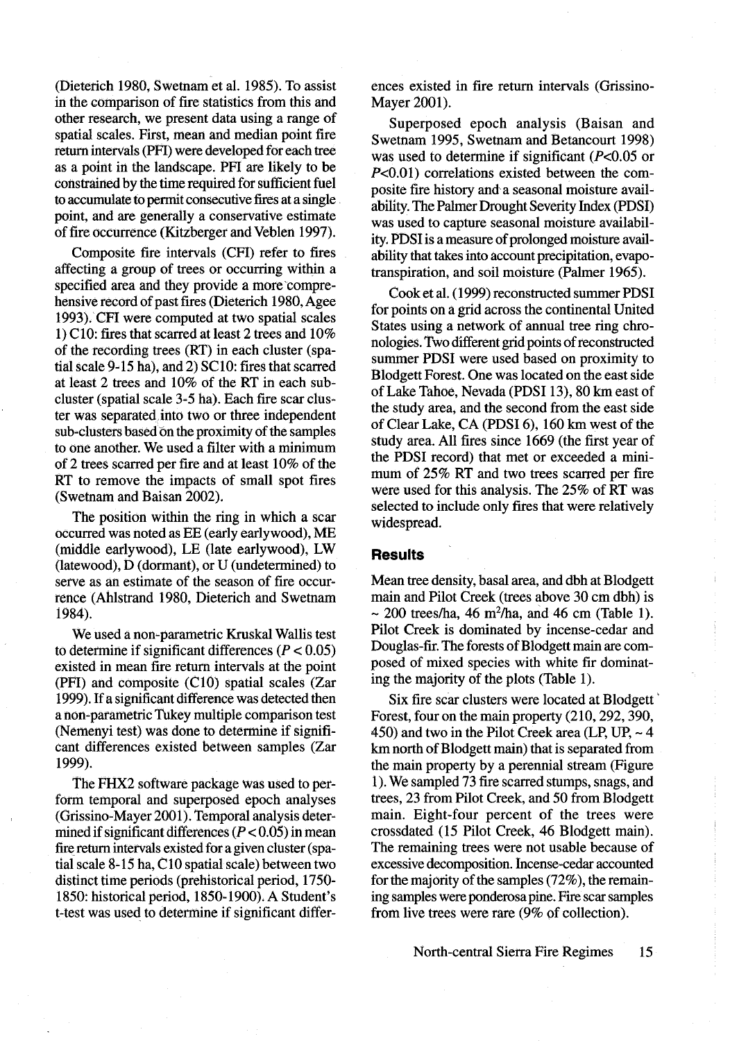(Dieterich 1980, Swetnam et al. 1985). To assist in the comparison of fire statistics from this and other research, we present data using a range of spatial scales. First, mean and median point fire return intervals (PFI) were developed for each tree as a point in the landscape. PFI are likely to be constrained by the time required for sufficient fuel to accumulate to permit consecutive fires at a single point, and are generally a conservative estimate of fire occurrence (Kitzberger and Veblen 1997).

Composite fire intervals (CFI) refer to fires affecting a group of trees or occurring within a specified area and they provide a more comprehensive record of past fires (Dieterich 1980, Agee 1993). CFI were computed at two spatial scales 1) C10: fires that scarred at least 2 trees and 10% of the recording trees (RT) in each cluster (spatial scale 9-15 ha), and 2) SC10: fires that scarred at least 2 trees and 10% of the RT in each subcluster (spatial scale 3-5 ha). Each fire scar cluster was separated into two or three independent sub-clusters based on the proximity of the samples to one another. We used a filter with a minimum of 2 trees scarred per fire and at least 10% of the RT to remove the impacts of small spot fires (Swetnam and Baisan 2002).

The position within the ring in which a scar occurred was noted as EE (early earlywood), ME (middle earlywood), LE (late earlywood), LW (latewood), D (dormant), or U (undetermined) to serve as an estimate of the season of fire occurrence (Ahlstrand 1980, Dieterich and Swetnam 1984).

We used a non-parametric Kruskal Wallis test to determine if significant differences ($P < 0.05$) existed in mean fire return intervals at the point (PFI) and composite (C10) spatial scales (Zar 1999). If a significant difference was detected then a non-parametric Tukey multiple comparison test (Nemenyi test) was done to determine if significant differences existed between samples (Zar 1999).

The FHX2 software package was used to perform temporal and superposed epoch analyses (Grissino-Mayer 2001). Temporal analysis determined if significant differences ($P < 0.05$) in mean fire return intervals existed for a given cluster (spatial scale 8-15 ha, C10 spatial scale) between two distinct time periods (prehistorical period, 1750-1850: historical period, 1850-1900). A Student's t-test was used to determine if significant differences existed in fire return intervals (Grissino-Mayer 2001).

Superposed epoch analysis (Baisan and Swetnam 1995, Swetnam and Betancourt 1998) was used to determine if significant ($P<0.05$ or $P<0.01$) correlations existed between the composite fire history and a seasonal moisture availability. The Palmer Drought Severity Index (PDSI) was used to capture seasonal moisture availability. PDSI is a measure of prolonged moisture availability that takes into account precipitation, evapotranspiration, and soil moisture (Palmer 1965).

Cook et al. (1999) reconstructed summer PDSI for points on a grid across the continental United States using a network of annual tree ring chronologies. Two different grid points of reconstructed summer PDSI were used based on proximity to Blodgett Forest. One was located on the east side of Lake Tahoe, Nevada (PDSI 13), 80 km east of the study area, and the second from the east side of Clear Lake, CA (PDSI 6), 160 km west of the study area. All fires since 1669 (the first year of the PDSI record) that met or exceeded a minimum of 25% RT and two trees scarred per fire were used for this analysis. The 25% of RT was selected to include only fires that were relatively widespread.

## Results

Mean tree density, basal area, and dbh at Blodgett main and Pilot Creek (trees above 30 cm dbh) is ~ 200 trees/ha, 46 $m^2$/ha, and 46 cm (Table 1). Pilot Creek is dominated by incense-cedar and Douglas-fir. The forests of Blodgett main are composed of mixed species with white fir dominating the majority of the plots (Table 1).

Six fire scar clusters were located at Blodgett Forest, four on the main property (210, 292, 390, 450) and two in the Pilot Creek area (LP, UP, ~ 4 km north of Blodgett main) that is separated from the main property by a perennial stream (Figure 1). We sampled 73 fire scarred stumps, snags, and trees, 23 from Pilot Creek, and 50 from Blodgett main. Eight-four percent of the trees were crossdated (15 Pilot Creek, 46 Blodgett main). The remaining trees were not usable because of excessive decomposition. Incense-cedar accounted for the majority of the samples (72%), the remaining samples were ponderosa pine. Fire scar samples from live trees were rare (9% of collection).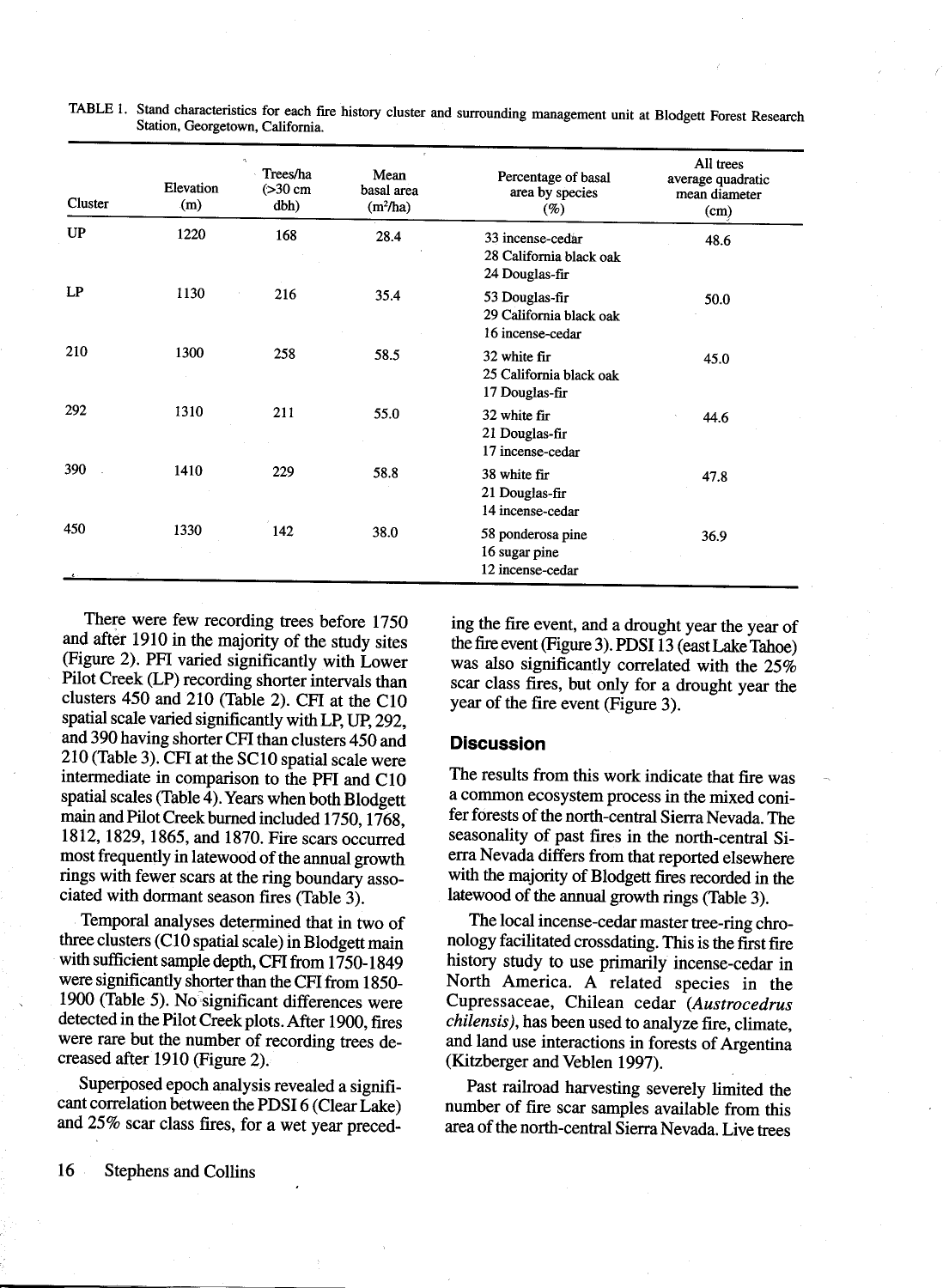TABLE 1. Stand characteristics for each fire history cluster and surrounding management unit at Blodgett Forest Research Station, Georgetown, California.

| Cluster | Elevation (m) | Trees/ha (>30 cm dbh) | Mean basal area (m²/ha) | Percentage of basal area by species (%) | All trees average quadratic mean diameter (cm) |
|---|---|---|---|---|---|
| UP | 1220 | 168 | 28.4 | 33 incense-cedar<br>28 California black oak<br>24 Douglas-fir | 48.6 |
| LP | 1130 | 216 | 35.4 | 53 Douglas-fir<br>29 California black oak<br>16 incense-cedar | 50.0 |
| 210 | 1300 | 258 | 58.5 | 32 white fir<br>25 California black oak<br>17 Douglas-fir | 45.0 |
| 292 | 1310 | 211 | 55.0 | 32 white fir<br>21 Douglas-fir<br>17 incense-cedar | 44.6 |
| 390 | 1410 | 229 | 58.8 | 38 white fir<br>21 Douglas-fir<br>14 incense-cedar | 47.8 |
| 450 | 1330 | 142 | 38.0 | 58 ponderosa pine<br>16 sugar pine<br>12 incense-cedar | 36.9 |

There were few recording trees before 1750 and after 1910 in the majority of the study sites (Figure 2). PFI varied significantly with Lower Pilot Creek (LP) recording shorter intervals than clusters 450 and 210 (Table 2). CFI at the C10 spatial scale varied significantly with LP, UP, 292, and 390 having shorter CFI than clusters 450 and 210 (Table 3). CFI at the SC10 spatial scale were intermediate in comparison to the PFI and C10 spatial scales (Table 4). Years when both Blodgett main and Pilot Creek burned included 1750, 1768, 1812, 1829, 1865, and 1870. Fire scars occurred most frequently in latewood of the annual growth rings with fewer scars at the ring boundary associated with dormant season fires (Table 3).

Temporal analyses determined that in two of three clusters (C10 spatial scale) in Blodgett main with sufficient sample depth, CFI from 1750-1849 were significantly shorter than the CFI from 1850-1900 (Table 5). No significant differences were detected in the Pilot Creek plots. After 1900, fires were rare but the number of recording trees decreased after 1910 (Figure 2).

Superposed epoch analysis revealed a significant correlation between the PDSI 6 (Clear Lake) and 25% scar class fires, for a wet year preceding the fire event, and a drought year the year of the fire event (Figure 3). PDSI 13 (east Lake Tahoe) was also significantly correlated with the 25% scar class fires, but only for a drought year the year of the fire event (Figure 3).

## Discussion

The results from this work indicate that fire was a common ecosystem process in the mixed conifer forests of the north-central Sierra Nevada. The seasonality of past fires in the north-central Sierra Nevada differs from that reported elsewhere with the majority of Blodgett fires recorded in the latewood of the annual growth rings (Table 3).

The local incense-cedar master tree-ring chronology facilitated crossdating. This is the first fire history study to use primarily incense-cedar in North America. A related species in the Cupressaceae, Chilean cedar (*Austrocedrus chilensis*), has been used to analyze fire, climate, and land use interactions in forests of Argentina (Kitzberger and Veblen 1997).

Past railroad harvesting severely limited the number of fire scar samples available from this area of the north-central Sierra Nevada. Live trees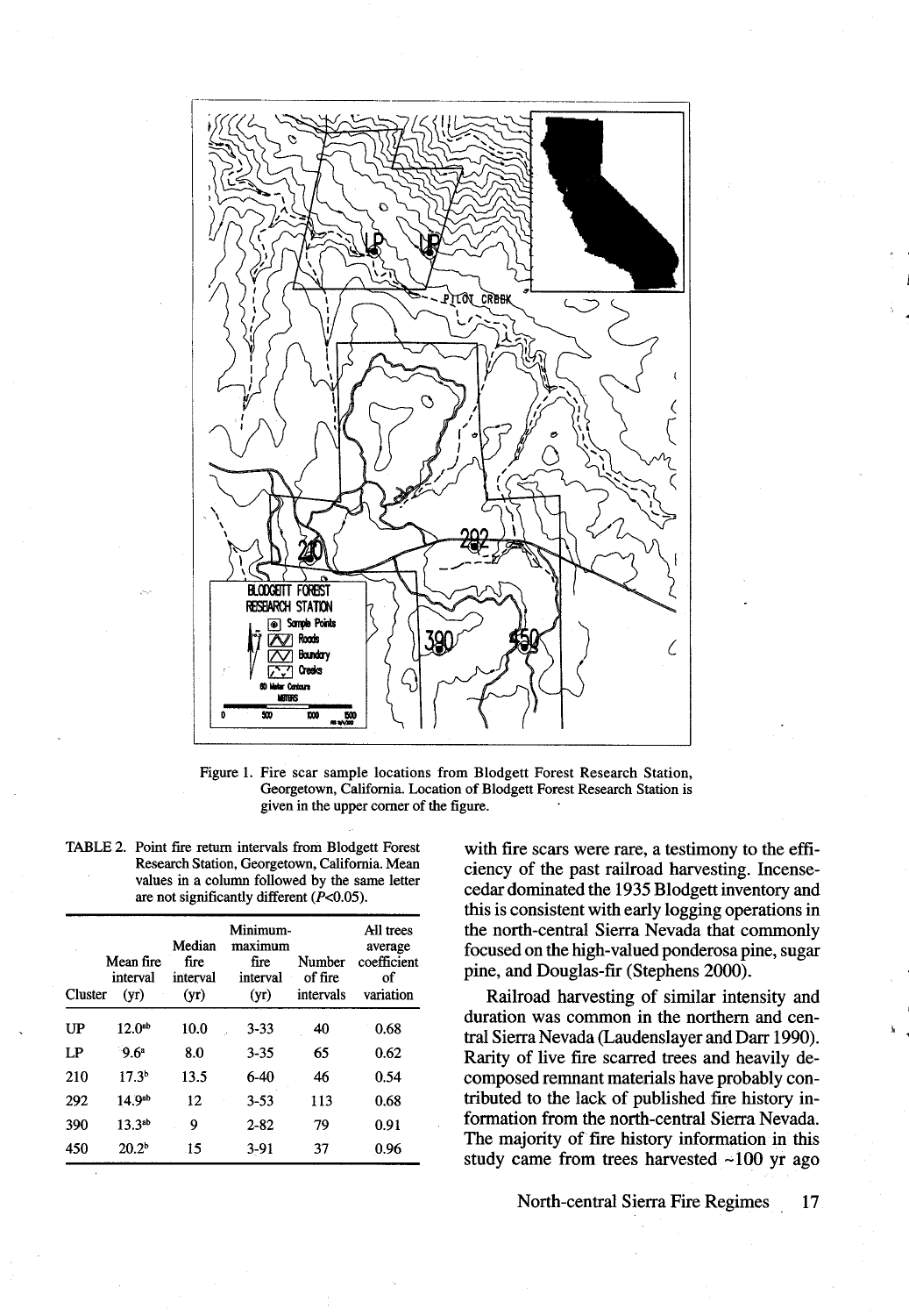Figure 1. Fire scar sample locations from Blodgett Forest Research Station, Georgetown, California. Location of Blodgett Forest Research Station is given in the upper corner of the figure.

TABLE 2. Point fire return intervals from Blodgett Forest Research Station, Georgetown, California. Mean values in a column followed by the same letter are not significantly different ($P$<0.05).

| Cluster | Mean fire interval (yr) | Median fire interval (yr) | Minimum-maximum fire interval (yr) | Number of fire intervals | All trees average coefficient of variation |
|---|---|---|---|---|---|
| UP | 12.0[ab] | 10.0 | 3-33 | 40 | 0.68 |
| LP | 9.6[a] | 8.0 | 3-35 | 65 | 0.62 |
| 210 | 17.3[b] | 13.5 | 6-40 | 46 | 0.54 |
| 292 | 14.9[ab] | 12 | 3-53 | 113 | 0.68 |
| 390 | 13.3[ab] | 9 | 2-82 | 79 | 0.91 |
| 450 | 20.2[b] | 15 | 3-91 | 37 | 0.96 |

with fire scars were rare, a testimony to the efficiency of the past railroad harvesting. Incense-cedar dominated the 1935 Blodgett inventory and this is consistent with early logging operations in the north-central Sierra Nevada that commonly focused on the high-valued ponderosa pine, sugar pine, and Douglas-fir (Stephens 2000).

Railroad harvesting of similar intensity and duration was common in the northern and central Sierra Nevada (Laudenslayer and Darr 1990). Rarity of live fire scarred trees and heavily decomposed remnant materials have probably contributed to the lack of published fire history information from the north-central Sierra Nevada. The majority of fire history information in this study came from trees harvested ~100 yr ago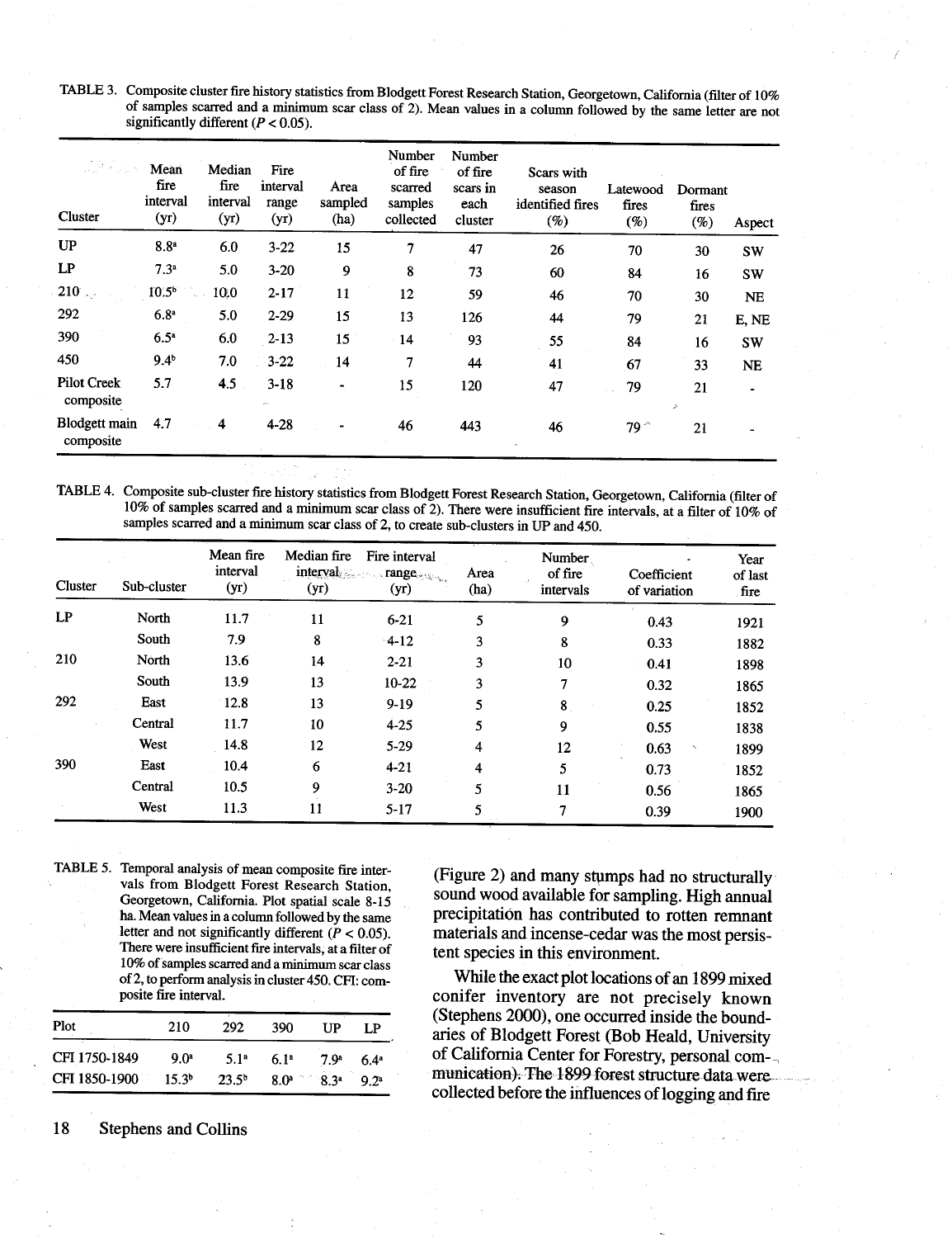TABLE 3. Composite cluster fire history statistics from Blodgett Forest Research Station, Georgetown, California (filter of 10% of samples scarred and a minimum scar class of 2). Mean values in a column followed by the same letter are not significantly different ($P < 0.05$).

| Cluster | Mean fire interval (yr) | Median fire interval (yr) | Fire interval range (yr) | Area sampled (ha) | Number of fire scarred samples collected | Number of fire scars in each cluster | Scars with season identified fires (%) | Latewood fires (%) | Dormant fires (%) | Aspect |
|---|---|---|---|---|---|---|---|---|---|---|
| UP | 8.8[a] | 6.0 | 3-22 | 15 | 7 | 47 | 26 | 70 | 30 | SW |
| LP | 7.3[a] | 5.0 | 3-20 | 9 | 8 | 73 | 60 | 84 | 16 | SW |
| 210 | 10.5[b] | 10.0 | 2-17 | 11 | 12 | 59 | 46 | 70 | 30 | NE |
| 292 | 6.8[a] | 5.0 | 2-29 | 15 | 13 | 126 | 44 | 79 | 21 | E, NE |
| 390 | 6.5[a] | 6.0 | 2-13 | 15 | 14 | 93 | 55 | 84 | 16 | SW |
| 450 | 9.4[b] | 7.0 | 3-22 | 14 | 7 | 44 | 41 | 67 | 33 | NE |
| Pilot Creek composite | 5.7 | 4.5 | 3-18 | - | 15 | 120 | 47 | 79 | 21 | - |
| Blodgett main composite | 4.7 | 4 | 4-28 | - | 46 | 443 | 46 | 79 | 21 | - |

TABLE 4. Composite sub-cluster fire history statistics from Blodgett Forest Research Station, Georgetown, California (filter of 10% of samples scarred and a minimum scar class of 2). There were insufficient fire intervals, at a filter of 10% of samples scarred and a minimum scar class of 2, to create sub-clusters in UP and 450.

| Cluster | Sub-cluster | Mean fire interval (yr) | Median fire interval (yr) | Fire interval range (yr) | Area (ha) | Number of fire intervals | Coefficient of variation | Year of last fire |
|---|---|---|---|---|---|---|---|---|
| LP | North | 11.7 | 11 | 6-21 | 5 | 9 | 0.43 | 1921 |
| | South | 7.9 | 8 | 4-12 | 3 | 8 | 0.33 | 1882 |
| 210 | North | 13.6 | 14 | 2-21 | 3 | 10 | 0.41 | 1898 |
| | South | 13.9 | 13 | 10-22 | 3 | 7 | 0.32 | 1865 |
| 292 | East | 12.8 | 13 | 9-19 | 5 | 8 | 0.25 | 1852 |
| | Central | 11.7 | 10 | 4-25 | 5 | 9 | 0.55 | 1838 |
| | West | 14.8 | 12 | 5-29 | 4 | 12 | 0.63 | 1899 |
| 390 | East | 10.4 | 6 | 4-21 | 4 | 5 | 0.73 | 1852 |
| | Central | 10.5 | 9 | 3-20 | 5 | 11 | 0.56 | 1865 |
| | West | 11.3 | 11 | 5-17 | 5 | 7 | 0.39 | 1900 |

TABLE 5. Temporal analysis of mean composite fire intervals from Blodgett Forest Research Station, Georgetown, California. Plot spatial scale 8-15 ha. Mean values in a column followed by the same letter and not significantly different ($P < 0.05$). There were insufficient fire intervals, at a filter of 10% of samples scarred and a minimum scar class of 2, to perform analysis in cluster 450. CFI: composite fire interval.

| Plot | 210 | 292 | 390 | UP | LP |
|---|---|---|---|---|---|
| CFI 1750-1849 | 9.0[a] | 5.1[a] | 6.1[a] | 7.9[a] | 6.4[a] |
| CFI 1850-1900 | 15.3[b] | 23.5[b] | 8.0[a] | 8.3[a] | 9.2[a] |

(Figure 2) and many stumps had no structurally sound wood available for sampling. High annual precipitation has contributed to rotten remnant materials and incense-cedar was the most persistent species in this environment.

While the exact plot locations of an 1899 mixed conifer inventory are not precisely known (Stephens 2000), one occurred inside the boundaries of Blodgett Forest (Bob Heald, University of California Center for Forestry, personal communication). The 1899 forest structure data were collected before the influences of logging and fire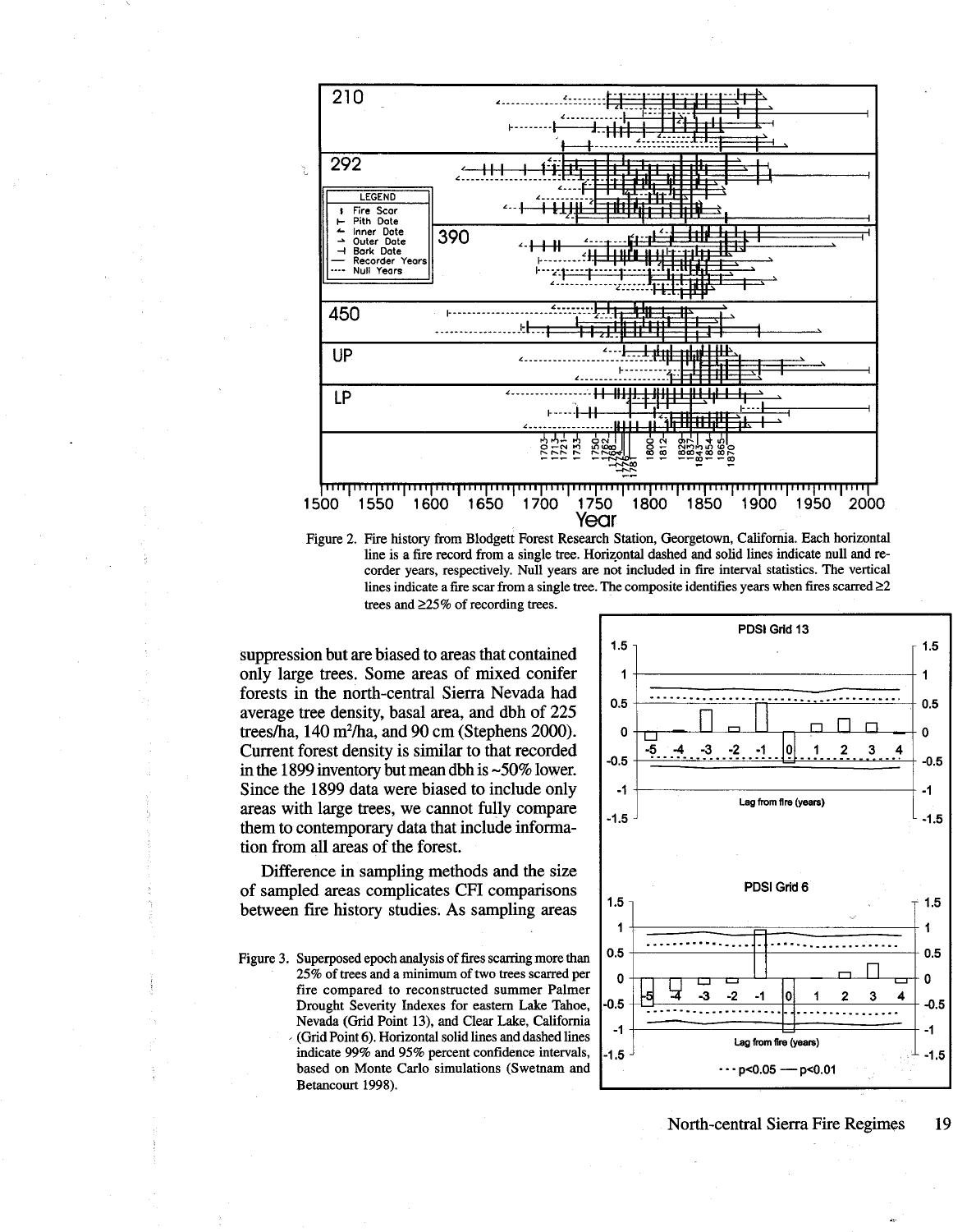Figure 2. Fire history from Blodgett Forest Research Station, Georgetown, California. Each horizontal line is a fire record from a single tree. Horizontal dashed and solid lines indicate null and recorder years, respectively. Null years are not included in fire interval statistics. The vertical lines indicate a fire scar from a single tree. The composite identifies years when fires scarred ≥2 trees and ≥25% of recording trees.

suppression but are biased to areas that contained only large trees. Some areas of mixed conifer forests in the north-central Sierra Nevada had average tree density, basal area, and dbh of 225 trees/ha, 140 m²/ha, and 90 cm (Stephens 2000). Current forest density is similar to that recorded in the 1899 inventory but mean dbh is ~50% lower. Since the 1899 data were biased to include only areas with large trees, we cannot fully compare them to contemporary data that include information from all areas of the forest.

Difference in sampling methods and the size of sampled areas complicates CFI comparisons between fire history studies. As sampling areas

Figure 3. Superposed epoch analysis of fires scarring more than 25% of trees and a minimum of two trees scarred per fire compared to reconstructed summer Palmer Drought Severity Indexes for eastern Lake Tahoe, Nevada (Grid Point 13), and Clear Lake, California (Grid Point 6). Horizontal solid lines and dashed lines indicate 99% and 95% percent confidence intervals, based on Monte Carlo simulations (Swetnam and Betancourt 1998).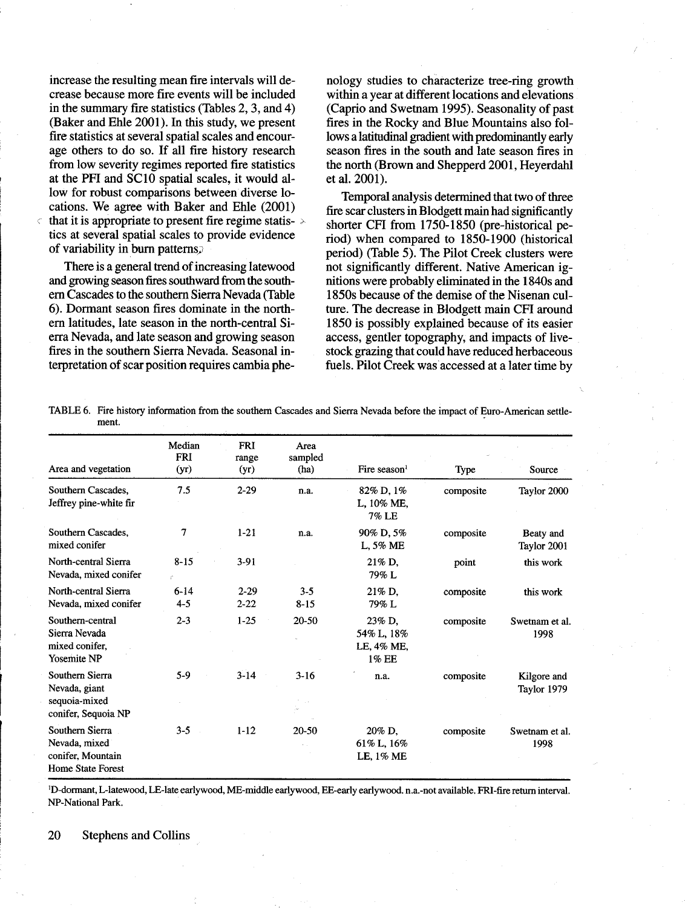increase the resulting mean fire intervals will decrease because more fire events will be included in the summary fire statistics (Tables 2, 3, and 4) (Baker and Ehle 2001). In this study, we present fire statistics at several spatial scales and encourage others to do so. If all fire history research from low severity regimes reported fire statistics at the PFI and SC10 spatial scales, it would allow for robust comparisons between diverse locations. We agree with Baker and Ehle (2001) that it is appropriate to present fire regime statistics at several spatial scales to provide evidence of variability in burn patterns.

There is a general trend of increasing latewood and growing season fires southward from the southern Cascades to the southern Sierra Nevada (Table 6). Dormant season fires dominate in the northern latitudes, late season in the north-central Sierra Nevada, and late season and growing season fires in the southern Sierra Nevada. Seasonal interpretation of scar position requires cambia phenology studies to characterize tree-ring growth within a year at different locations and elevations (Caprio and Swetnam 1995). Seasonality of past fires in the Rocky and Blue Mountains also follows a latitudinal gradient with predominantly early season fires in the south and late season fires in the north (Brown and Shepperd 2001, Heyerdahl et al. 2001).

Temporal analysis determined that two of three fire scar clusters in Blodgett main had significantly shorter CFI from 1750-1850 (pre-historical period) when compared to 1850-1900 (historical period) (Table 5). The Pilot Creek clusters were not significantly different. Native American ignitions were probably eliminated in the 1840s and 1850s because of the demise of the Nisenan culture. The decrease in Blodgett main CFI around 1850 is possibly explained because of its easier access, gentler topography, and impacts of livestock grazing that could have reduced herbaceous fuels. Pilot Creek was accessed at a later time by

TABLE 6. Fire history information from the southern Cascades and Sierra Nevada before the impact of Euro-American settlement.

| Area and vegetation | Median FRI (yr) | FRI range (yr) | Area sampled (ha) | Fire season[1] | Type | Source |
|---|---|---|---|---|---|---|
| Southern Cascades, Jeffrey pine-white fir | 7.5 | 2-29 | n.a. | 82% D, 1% L, 10% ME, 7% LE | composite | Taylor 2000 |
| Southern Cascades, mixed conifer | 7 | 1-21 | n.a. | 90% D, 5% L, 5% ME | composite | Beaty and Taylor 2001 |
| North-central Sierra Nevada, mixed conifer | 8-15 | 3-91 | | 21% D, 79% L | point | this work |
| North-central Sierra Nevada, mixed conifer | 6-14<br>4-5 | 2-29<br>2-22 | 3-5<br>8-15 | 21% D, 79% L | composite | this work |
| Southern-central Sierra Nevada mixed conifer, Yosemite NP | 2-3 | 1-25 | 20-50 | 23% D, 54% L, 18% LE, 4% ME, 1% EE | composite | Swetnam et al. 1998 |
| Southern Sierra Nevada, giant sequoia-mixed conifer, Sequoia NP | 5-9 | 3-14 | 3-16 | n.a. | composite | Kilgore and Taylor 1979 |
| Southern Sierra Nevada, mixed conifer, Mountain Home State Forest | 3-5 | 1-12 | 20-50 | 20% D, 61% L, 16% LE, 1% ME | composite | Swetnam et al. 1998 |

[1]D-dormant, L-latewood, LE-late earlywood, ME-middle earlywood, EE-early earlywood. n.a.-not available. FRI-fire return interval. NP-National Park.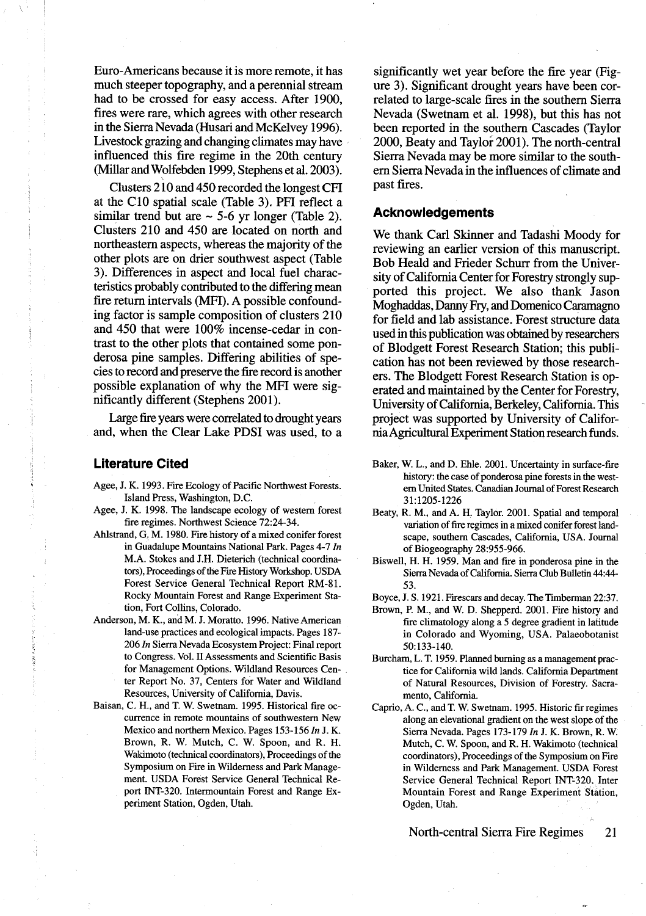Euro-Americans because it is more remote, it has much steeper topography, and a perennial stream had to be crossed for easy access. After 1900, fires were rare, which agrees with other research in the Sierra Nevada (Husari and McKelvey 1996). Livestock grazing and changing climates may have influenced this fire regime in the 20th century (Millar and Wolfebden 1999, Stephens et al. 2003).

Clusters 210 and 450 recorded the longest CFI at the C10 spatial scale (Table 3). PFI reflect a similar trend but are ~ 5-6 yr longer (Table 2). Clusters 210 and 450 are located on north and northeastern aspects, whereas the majority of the other plots are on drier southwest aspect (Table 3). Differences in aspect and local fuel characteristics probably contributed to the differing mean fire return intervals (MFI). A possible confounding factor is sample composition of clusters 210 and 450 that were 100% incense-cedar in contrast to the other plots that contained some ponderosa pine samples. Differing abilities of species to record and preserve the fire record is another possible explanation of why the MFI were significantly different (Stephens 2001).

Large fire years were correlated to drought years and, when the Clear Lake PDSI was used, to a significantly wet year before the fire year (Figure 3). Significant drought years have been correlated to large-scale fires in the southern Sierra Nevada (Swetnam et al. 1998), but this has not been reported in the southern Cascades (Taylor 2000, Beaty and Taylor 2001). The north-central Sierra Nevada may be more similar to the southern Sierra Nevada in the influences of climate and past fires.

## Acknowledgements

We thank Carl Skinner and Tadashi Moody for reviewing an earlier version of this manuscript. Bob Heald and Frieder Schurr from the University of California Center for Forestry strongly supported this project. We also thank Jason Moghaddas, Danny Fry, and Domenico Caramagno for field and lab assistance. Forest structure data used in this publication was obtained by researchers of Blodgett Forest Research Station; this publication has not been reviewed by those researchers. The Blodgett Forest Research Station is operated and maintained by the Center for Forestry, University of California, Berkeley, California. This project was supported by University of California Agricultural Experiment Station research funds.

## Literature Cited

Agee, J. K. 1993. Fire Ecology of Pacific Northwest Forests. Island Press, Washington, D.C.

Agee, J. K. 1998. The landscape ecology of western forest fire regimes. Northwest Science 72:24-34.

Ahlstrand, G. M. 1980. Fire history of a mixed conifer forest in Guadalupe Mountains National Park. Pages 4-7 *In* M.A. Stokes and J.H. Dieterich (technical coordinators), Proceedings of the Fire History Workshop. USDA Forest Service General Technical Report RM-81. Rocky Mountain Forest and Range Experiment Station, Fort Collins, Colorado.

Anderson, M. K., and M. J. Moratto. 1996. Native American land-use practices and ecological impacts. Pages 187-206 *In* Sierra Nevada Ecosystem Project: Final report to Congress. Vol. II Assessments and Scientific Basis for Management Options. Wildland Resources Center Report No. 37, Centers for Water and Wildland Resources, University of California, Davis.

Baisan, C. H., and T. W. Swetnam. 1995. Historical fire occurrence in remote mountains of southwestern New Mexico and northern Mexico. Pages 153-156 *In* J. K. Brown, R. W. Mutch, C. W. Spoon, and R. H. Wakimoto (technical coordinators), Proceedings of the Symposium on Fire in Wilderness and Park Management. USDA Forest Service General Technical Report INT-320. Intermountain Forest and Range Experiment Station, Ogden, Utah.

Baker, W. L., and D. Ehle. 2001. Uncertainty in surface-fire history: the case of ponderosa pine forests in the western United States. Canadian Journal of Forest Research 31:1205-1226

Beaty, R. M., and A. H. Taylor. 2001. Spatial and temporal variation of fire regimes in a mixed conifer forest landscape, southern Cascades, California, USA. Journal of Biogeography 28:955-966.

Biswell, H. H. 1959. Man and fire in ponderosa pine in the Sierra Nevada of California. Sierra Club Bulletin 44:44-53.

Boyce, J. S. 1921. Firescars and decay. The Timberman 22:37.

Brown, P. M., and W. D. Shepperd. 2001. Fire history and fire climatology along a 5 degree gradient in latitude in Colorado and Wyoming, USA. Palaeobotanist 50:133-140.

Burcham, L. T. 1959. Planned burning as a management practice for California wild lands. California Department of Natural Resources, Division of Forestry. Sacramento, California.

Caprio, A. C., and T. W. Swetnam. 1995. Historic fir regimes along an elevational gradient on the west slope of the Sierra Nevada. Pages 173-179 *In* J. K. Brown, R. W. Mutch, C. W. Spoon, and R. H. Wakimoto (technical coordinators), Proceedings of the Symposium on Fire in Wilderness and Park Management. USDA Forest Service General Technical Report INT-320. Inter Mountain Forest and Range Experiment Station, Ogden, Utah.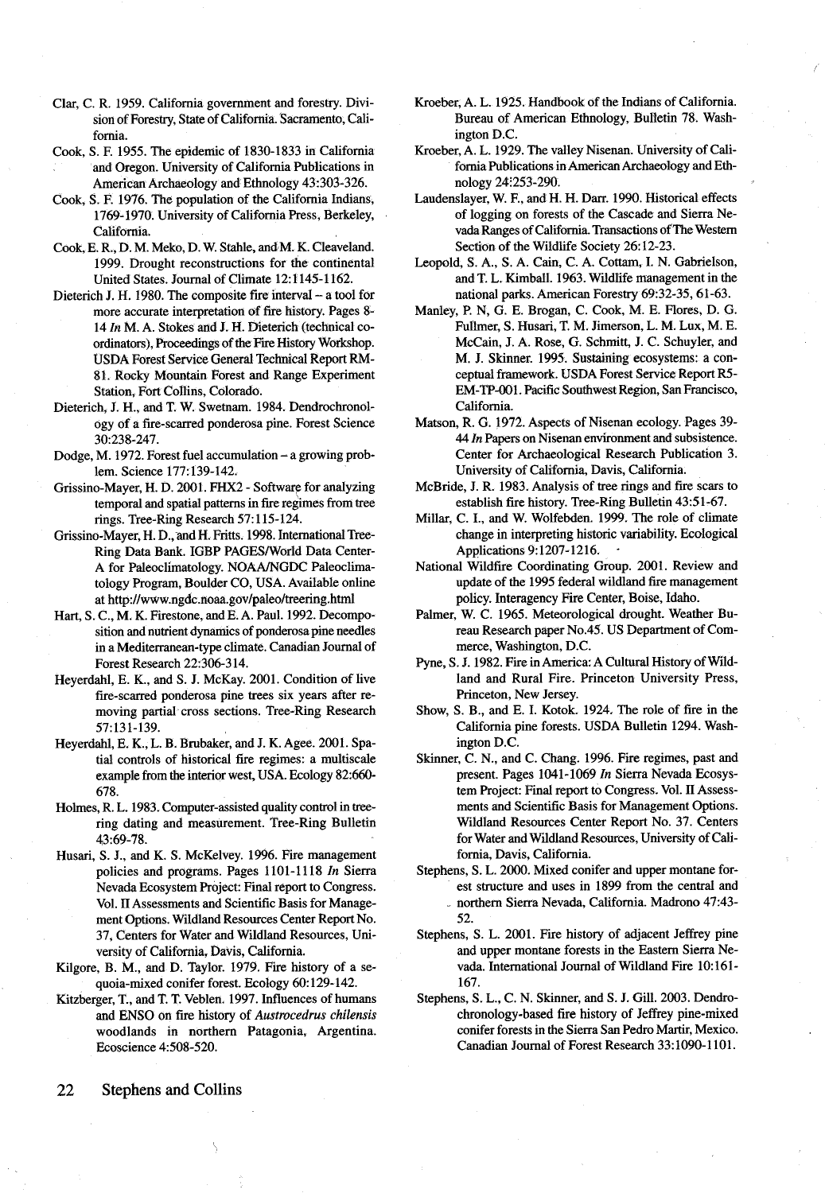Clar, C. R. 1959. California government and forestry. Division of Forestry, State of California. Sacramento, California.

Cook, S. F. 1955. The epidemic of 1830-1833 in California and Oregon. University of California Publications in American Archaeology and Ethnology 43:303-326.

Cook, S. F. 1976. The population of the California Indians, 1769-1970. University of California Press, Berkeley, California.

Cook, E. R., D. M. Meko, D. W. Stahle, and M. K. Cleaveland. 1999. Drought reconstructions for the continental United States. Journal of Climate 12:1145-1162.

Dieterich J. H. 1980. The composite fire interval – a tool for more accurate interpretation of fire history. Pages 8-14 *In* M. A. Stokes and J. H. Dieterich (technical coordinators), Proceedings of the Fire History Workshop. USDA Forest Service General Technical Report RM-81. Rocky Mountain Forest and Range Experiment Station, Fort Collins, Colorado.

Dieterich, J. H., and T. W. Swetnam. 1984. Dendrochronology of a fire-scarred ponderosa pine. Forest Science 30:238-247.

Dodge, M. 1972. Forest fuel accumulation – a growing problem. Science 177:139-142.

Grissino-Mayer, H. D. 2001. FHX2 - Software for analyzing temporal and spatial patterns in fire regimes from tree rings. Tree-Ring Research 57:115-124.

Grissino-Mayer, H. D., and H. Fritts. 1998. International Tree-Ring Data Bank. IGBP PAGES/World Data Center-A for Paleoclimatology. NOAA/NGDC Paleoclimatology Program, Boulder CO, USA. Available online at http://www.ngdc.noaa.gov/paleo/treering.html

Hart, S. C., M. K. Firestone, and E. A. Paul. 1992. Decomposition and nutrient dynamics of ponderosa pine needles in a Mediterranean-type climate. Canadian Journal of Forest Research 22:306-314.

Heyerdahl, E. K., and S. J. McKay. 2001. Condition of live fire-scarred ponderosa pine trees six years after removing partial cross sections. Tree-Ring Research 57:131-139.

Heyerdahl, E. K., L. B. Brubaker, and J. K. Agee. 2001. Spatial controls of historical fire regimes: a multiscale example from the interior west, USA. Ecology 82:660-678.

Holmes, R. L. 1983. Computer-assisted quality control in tree-ring dating and measurement. Tree-Ring Bulletin 43:69-78.

Husari, S. J., and K. S. McKelvey. 1996. Fire management policies and programs. Pages 1101-1118 *In* Sierra Nevada Ecosystem Project: Final report to Congress. Vol. II Assessments and Scientific Basis for Management Options. Wildland Resources Center Report No. 37, Centers for Water and Wildland Resources, University of California, Davis, California.

Kilgore, B. M., and D. Taylor. 1979. Fire history of a sequoia-mixed conifer forest. Ecology 60:129-142.

Kitzberger, T., and T. T. Veblen. 1997. Influences of humans and ENSO on fire history of *Austrocedrus chilensis* woodlands in northern Patagonia, Argentina. Ecoscience 4:508-520.

Kroeber, A. L. 1925. Handbook of the Indians of California. Bureau of American Ethnology, Bulletin 78. Washington D.C.

Kroeber, A. L. 1929. The valley Nisenan. University of California Publications in American Archaeology and Ethnology 24:253-290.

Laudenslayer, W. F., and H. H. Darr. 1990. Historical effects of logging on forests of the Cascade and Sierra Nevada Ranges of California. Transactions of The Western Section of the Wildlife Society 26:12-23.

Leopold, S. A., S. A. Cain, C. A. Cottam, I. N. Gabrielson, and T. L. Kimball. 1963. Wildlife management in the national parks. American Forestry 69:32-35, 61-63.

Manley, P. N, G. E. Brogan, C. Cook, M. E. Flores, D. G. Fullmer, S. Husari, T. M. Jimerson, L. M. Lux, M. E. McCain, J. A. Rose, G. Schmitt, J. C. Schuyler, and M. J. Skinner. 1995. Sustaining ecosystems: a conceptual framework. USDA Forest Service Report R5-EM-TP-001. Pacific Southwest Region, San Francisco, California.

Matson, R. G. 1972. Aspects of Nisenan ecology. Pages 39-44 *In* Papers on Nisenan environment and subsistence. Center for Archaeological Research Publication 3. University of California, Davis, California.

McBride, J. R. 1983. Analysis of tree rings and fire scars to establish fire history. Tree-Ring Bulletin 43:51-67.

Millar, C. I., and W. Wolfebden. 1999. The role of climate change in interpreting historic variability. Ecological Applications 9:1207-1216.

National Wildfire Coordinating Group. 2001. Review and update of the 1995 federal wildland fire management policy. Interagency Fire Center, Boise, Idaho.

Palmer, W. C. 1965. Meteorological drought. Weather Bureau Research paper No.45. US Department of Commerce, Washington, D.C.

Pyne, S. J. 1982. Fire in America: A Cultural History of Wildland and Rural Fire. Princeton University Press, Princeton, New Jersey.

Show, S. B., and E. I. Kotok. 1924. The role of fire in the California pine forests. USDA Bulletin 1294. Washington D.C.

Skinner, C. N., and C. Chang. 1996. Fire regimes, past and present. Pages 1041-1069 *In* Sierra Nevada Ecosystem Project: Final report to Congress. Vol. II Assessments and Scientific Basis for Management Options. Wildland Resources Center Report No. 37. Centers for Water and Wildland Resources, University of California, Davis, California.

Stephens, S. L. 2000. Mixed conifer and upper montane forest structure and uses in 1899 from the central and northern Sierra Nevada, California. Madrono 47:43-52.

Stephens, S. L. 2001. Fire history of adjacent Jeffrey pine and upper montane forests in the Eastern Sierra Nevada. International Journal of Wildland Fire 10:161-167.

Stephens, S. L., C. N. Skinner, and S. J. Gill. 2003. Dendrochronology-based fire history of Jeffrey pine-mixed conifer forests in the Sierra San Pedro Martir, Mexico. Canadian Journal of Forest Research 33:1090-1101.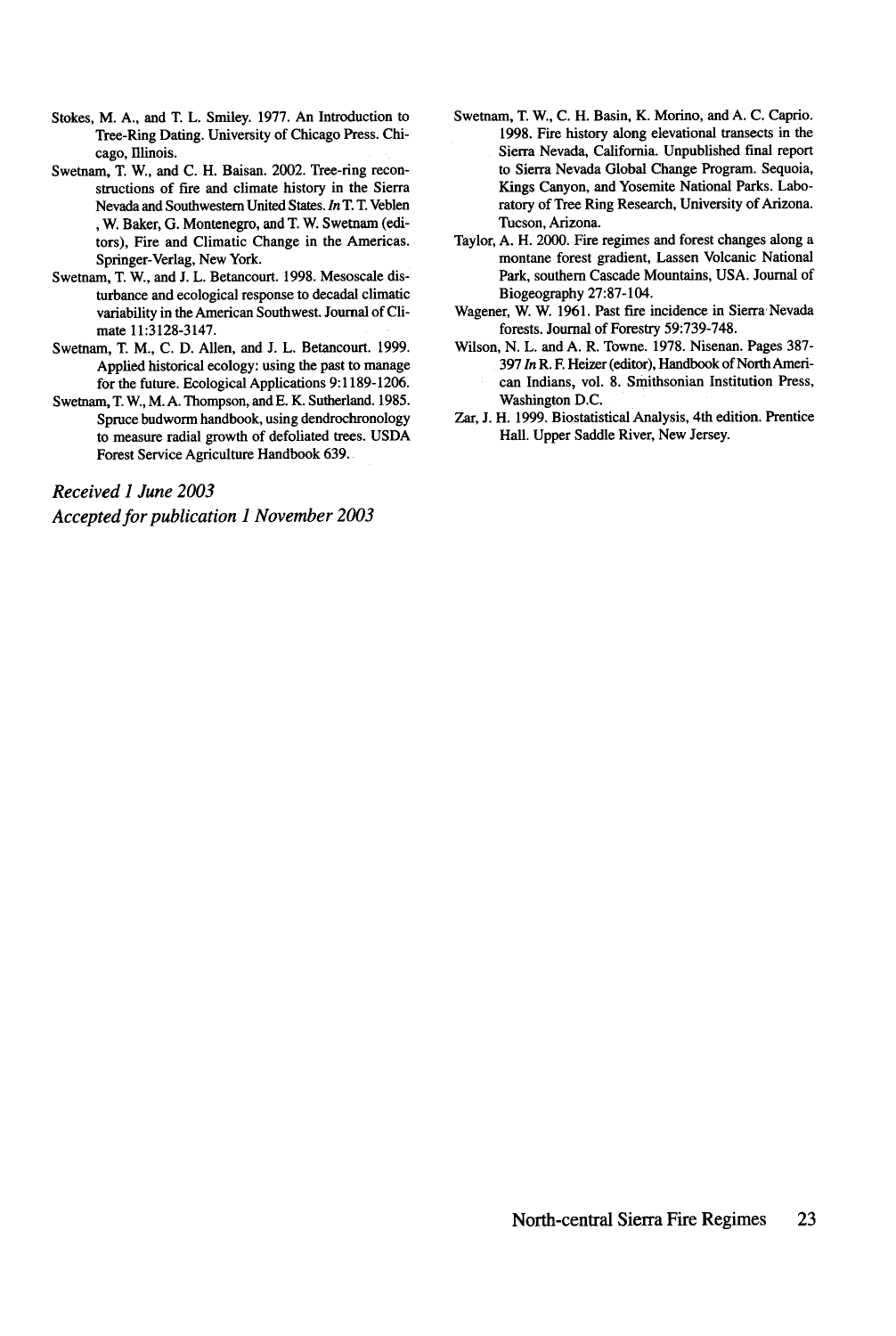Stokes, M. A., and T. L. Smiley. 1977. An Introduction to Tree-Ring Dating. University of Chicago Press. Chicago, Illinois.

Swetnam, T. W., and C. H. Baisan. 2002. Tree-ring reconstructions of fire and climate history in the Sierra Nevada and Southwestern United States. *In* T. T. Veblen , W. Baker, G. Montenegro, and T. W. Swetnam (editors), Fire and Climatic Change in the Americas. Springer-Verlag, New York.

Swetnam, T. W., and J. L. Betancourt. 1998. Mesoscale disturbance and ecological response to decadal climatic variability in the American Southwest. Journal of Climate 11:3128-3147.

Swetnam, T. M., C. D. Allen, and J. L. Betancourt. 1999. Applied historical ecology: using the past to manage for the future. Ecological Applications 9:1189-1206.

Swetnam, T. W., M. A. Thompson, and E. K. Sutherland. 1985. Spruce budworm handbook, using dendrochronology to measure radial growth of defoliated trees. USDA Forest Service Agriculture Handbook 639.

Swetnam, T. W., C. H. Basin, K. Morino, and A. C. Caprio. 1998. Fire history along elevational transects in the Sierra Nevada, California. Unpublished final report to Sierra Nevada Global Change Program. Sequoia, Kings Canyon, and Yosemite National Parks. Laboratory of Tree Ring Research, University of Arizona. Tucson, Arizona.

Taylor, A. H. 2000. Fire regimes and forest changes along a montane forest gradient, Lassen Volcanic National Park, southern Cascade Mountains, USA. Journal of Biogeography 27:87-104.

Wagener, W. W. 1961. Past fire incidence in Sierra Nevada forests. Journal of Forestry 59:739-748.

Wilson, N. L. and A. R. Towne. 1978. Nisenan. Pages 387-397 *In* R. F. Heizer (editor), Handbook of North American Indians, vol. 8. Smithsonian Institution Press, Washington D.C.

Zar, J. H. 1999. Biostatistical Analysis, 4th edition. Prentice Hall. Upper Saddle River, New Jersey.

*Received 1 June 2003*
*Accepted for publication 1 November 2003*